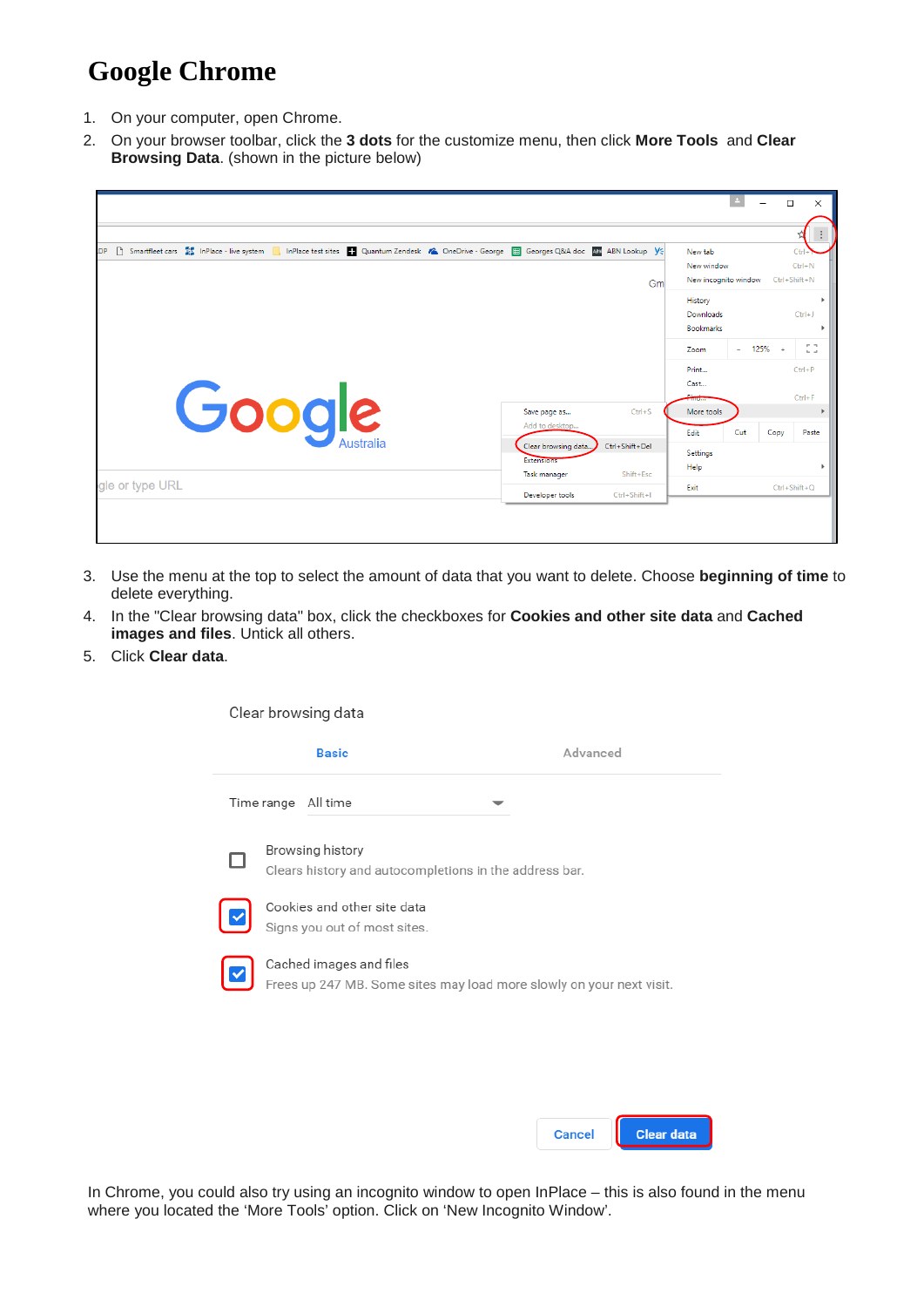# Google Chrome

1. On your computer, open Chrome.
2. On your browser toolbar, click the **3 dots** for the customize menu, then click **More Tools** and **Clear Browsing Data**. (shown in the picture below)

3. Use the menu at the top to select the amount of data that you want to delete. Choose **beginning of time** to delete everything.
4. In the "Clear browsing data" box, click the checkboxes for **Cookies and other site data** and **Cached images and files**. Untick all others.
5. Click **Clear data**.

In Chrome, you could also try using an incognito window to open InPlace – this is also found in the menu where you located the 'More Tools' option. Click on 'New Incognito Window'.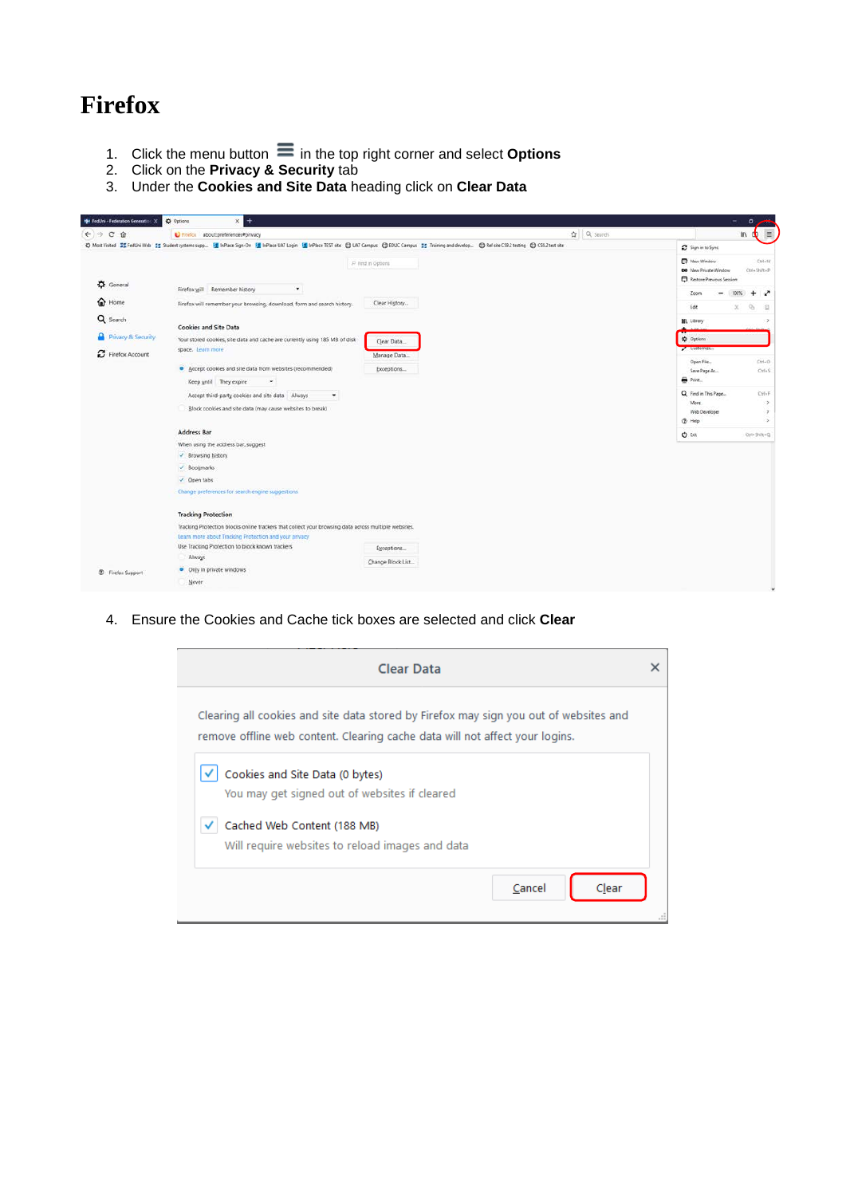# Firefox

1. Click the menu button ≡ in the top right corner and select **Options**
2. Click on the **Privacy & Security** tab
3. Under the **Cookies and Site Data** heading click on **Clear Data**

4. Ensure the Cookies and Cache tick boxes are selected and click **Clear**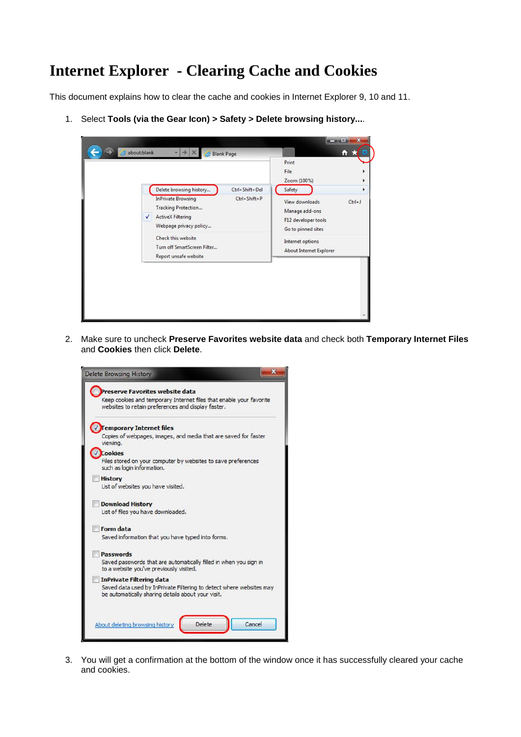# Internet Explorer - Clearing Cache and Cookies

This document explains how to clear the cache and cookies in Internet Explorer 9, 10 and 11.

1. Select **Tools (via the Gear Icon) > Safety > Delete browsing history...**.

2. Make sure to uncheck **Preserve Favorites website data** and check both **Temporary Internet Files** and **Cookies** then click **Delete**.

3. You will get a confirmation at the bottom of the window once it has successfully cleared your cache and cookies.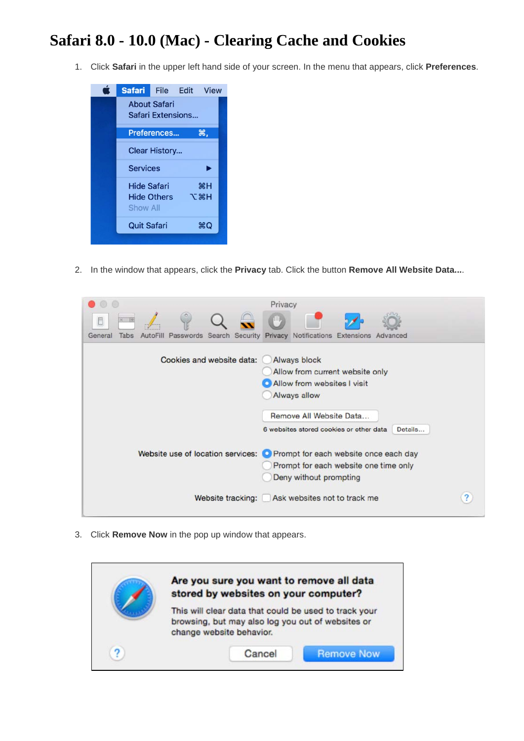# Safari 8.0 - 10.0 (Mac) - Clearing Cache and Cookies

1. Click **Safari** in the upper left hand side of your screen. In the menu that appears, click **Preferences**.

2. In the window that appears, click the **Privacy** tab. Click the button **Remove All Website Data...**.

3. Click **Remove Now** in the pop up window that appears.